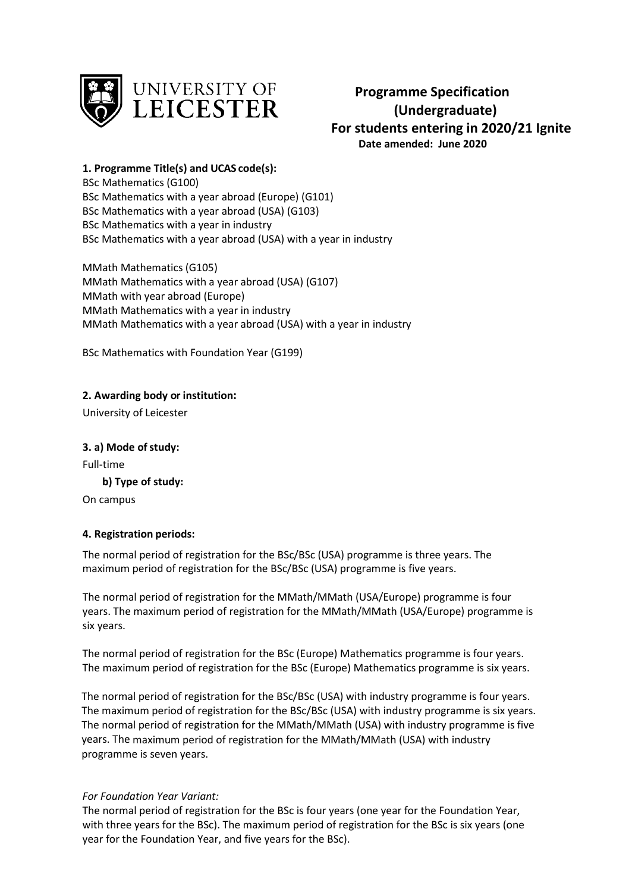UNIVERSITY OF LEICESTER

# Programme Specification (Undergraduate)

**For students entering in 2020/21 Ignite**

**Date amended: June 2020**

### 1. Programme Title(s) and UCAS code(s):

BSc Mathematics (G100)
BSc Mathematics with a year abroad (Europe) (G101)
BSc Mathematics with a year abroad (USA) (G103)
BSc Mathematics with a year in industry
BSc Mathematics with a year abroad (USA) with a year in industry

MMath Mathematics (G105)
MMath Mathematics with a year abroad (USA) (G107)
MMath with year abroad (Europe)
MMath Mathematics with a year in industry
MMath Mathematics with a year abroad (USA) with a year in industry

BSc Mathematics with Foundation Year (G199)

### 2. Awarding body or institution:

University of Leicester

### 3. a) Mode of study:

Full-time

**b) Type of study:**

On campus

### 4. Registration periods:

The normal period of registration for the BSc/BSc (USA) programme is three years. The maximum period of registration for the BSc/BSc (USA) programme is five years.

The normal period of registration for the MMath/MMath (USA/Europe) programme is four years. The maximum period of registration for the MMath/MMath (USA/Europe) programme is six years.

The normal period of registration for the BSc (Europe) Mathematics programme is four years. The maximum period of registration for the BSc (Europe) Mathematics programme is six years.

The normal period of registration for the BSc/BSc (USA) with industry programme is four years. The maximum period of registration for the BSc/BSc (USA) with industry programme is six years. The normal period of registration for the MMath/MMath (USA) with industry programme is five years. The maximum period of registration for the MMath/MMath (USA) with industry programme is seven years.

*For Foundation Year Variant:*

The normal period of registration for the BSc is four years (one year for the Foundation Year, with three years for the BSc). The maximum period of registration for the BSc is six years (one year for the Foundation Year, and five years for the BSc).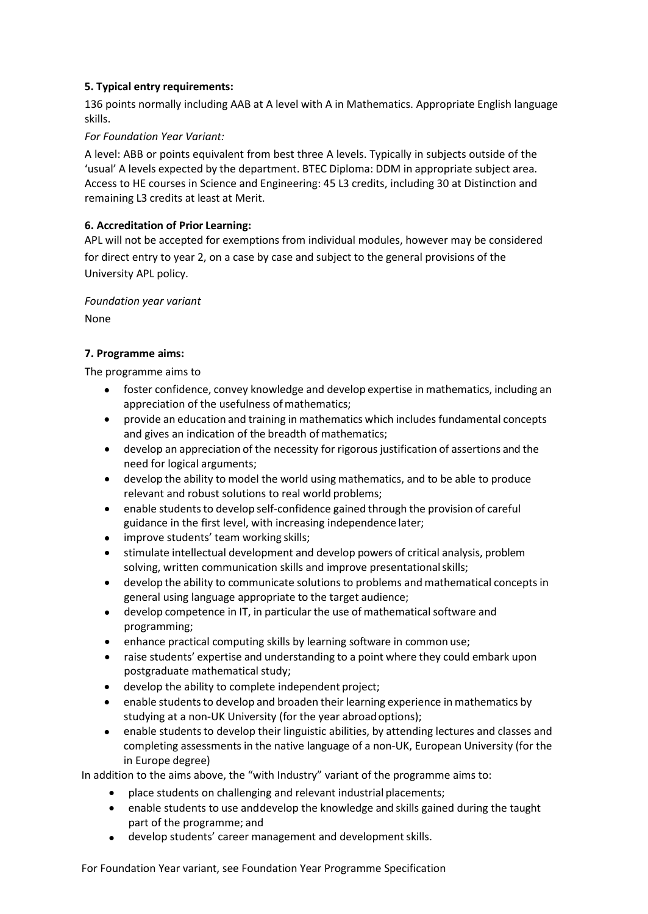**5. Typical entry requirements:**

136 points normally including AAB at A level with A in Mathematics. Appropriate English language skills.

*For Foundation Year Variant:*

A level: ABB or points equivalent from best three A levels. Typically in subjects outside of the 'usual' A levels expected by the department. BTEC Diploma: DDM in appropriate subject area. Access to HE courses in Science and Engineering: 45 L3 credits, including 30 at Distinction and remaining L3 credits at least at Merit.

**6. Accreditation of Prior Learning:**

APL will not be accepted for exemptions from individual modules, however may be considered for direct entry to year 2, on a case by case and subject to the general provisions of the University APL policy.

*Foundation year variant*

None

**7. Programme aims:**

The programme aims to

- foster confidence, convey knowledge and develop expertise in mathematics, including an appreciation of the usefulness of mathematics;
- provide an education and training in mathematics which includes fundamental concepts and gives an indication of the breadth of mathematics;
- develop an appreciation of the necessity for rigorous justification of assertions and the need for logical arguments;
- develop the ability to model the world using mathematics, and to be able to produce relevant and robust solutions to real world problems;
- enable students to develop self-confidence gained through the provision of careful guidance in the first level, with increasing independence later;
- improve students' team working skills;
- stimulate intellectual development and develop powers of critical analysis, problem solving, written communication skills and improve presentational skills;
- develop the ability to communicate solutions to problems and mathematical concepts in general using language appropriate to the target audience;
- develop competence in IT, in particular the use of mathematical software and programming;
- enhance practical computing skills by learning software in common use;
- raise students' expertise and understanding to a point where they could embark upon postgraduate mathematical study;
- develop the ability to complete independent project;
- enable students to develop and broaden their learning experience in mathematics by studying at a non-UK University (for the year abroad options);
- enable students to develop their linguistic abilities, by attending lectures and classes and completing assessments in the native language of a non-UK, European University (for the in Europe degree)

In addition to the aims above, the "with Industry" variant of the programme aims to:

- place students on challenging and relevant industrial placements;
- enable students to use and develop the knowledge and skills gained during the taught part of the programme; and
- develop students' career management and development skills.

For Foundation Year variant, see Foundation Year Programme Specification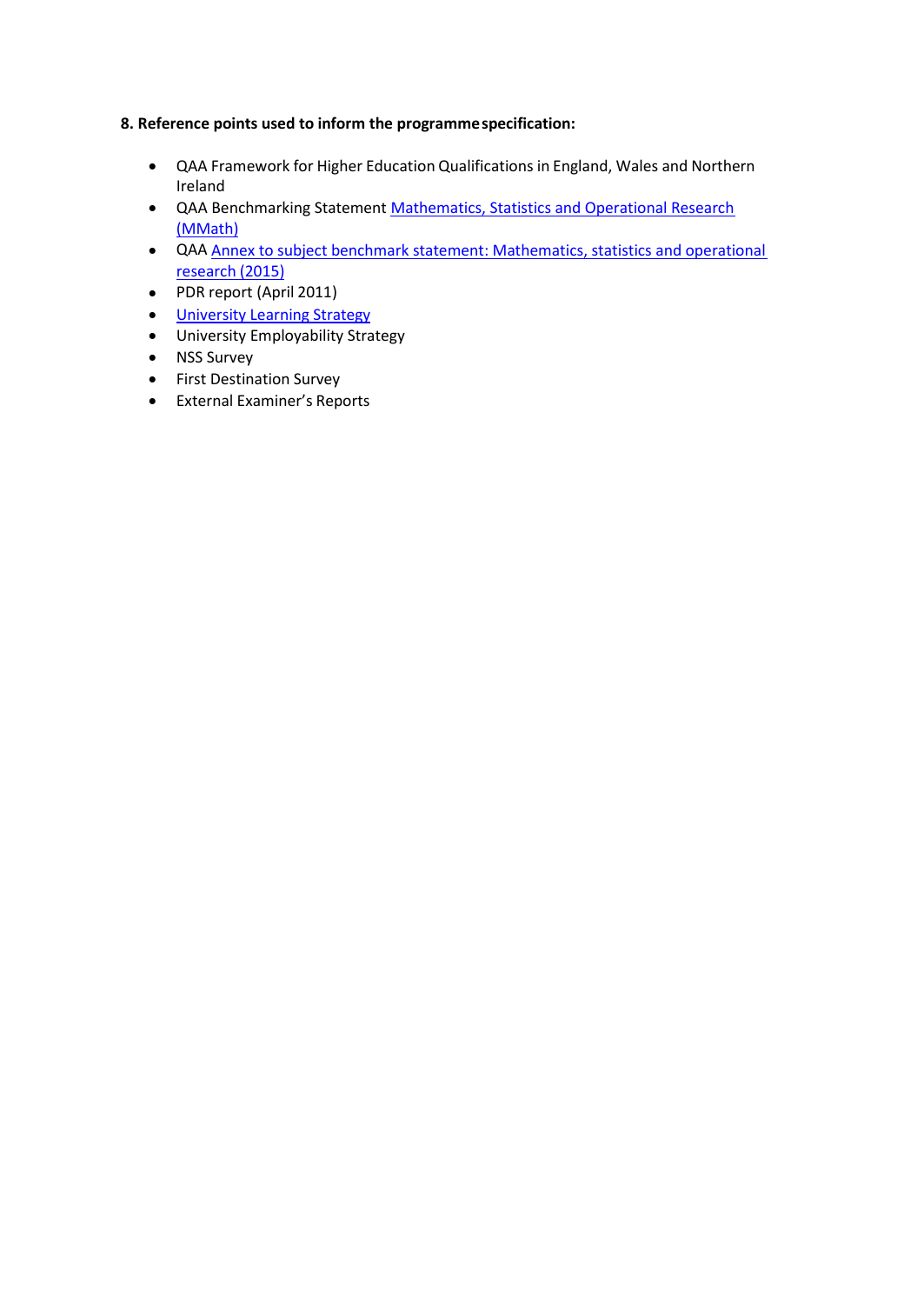**8. Reference points used to inform the programme specification:**

- QAA Framework for Higher Education Qualifications in England, Wales and Northern Ireland
- QAA Benchmarking Statement Mathematics, Statistics and Operational Research (MMath)
- QAA Annex to subject benchmark statement: Mathematics, statistics and operational research (2015)
- PDR report (April 2011)
- University Learning Strategy
- University Employability Strategy
- NSS Survey
- First Destination Survey
- External Examiner's Reports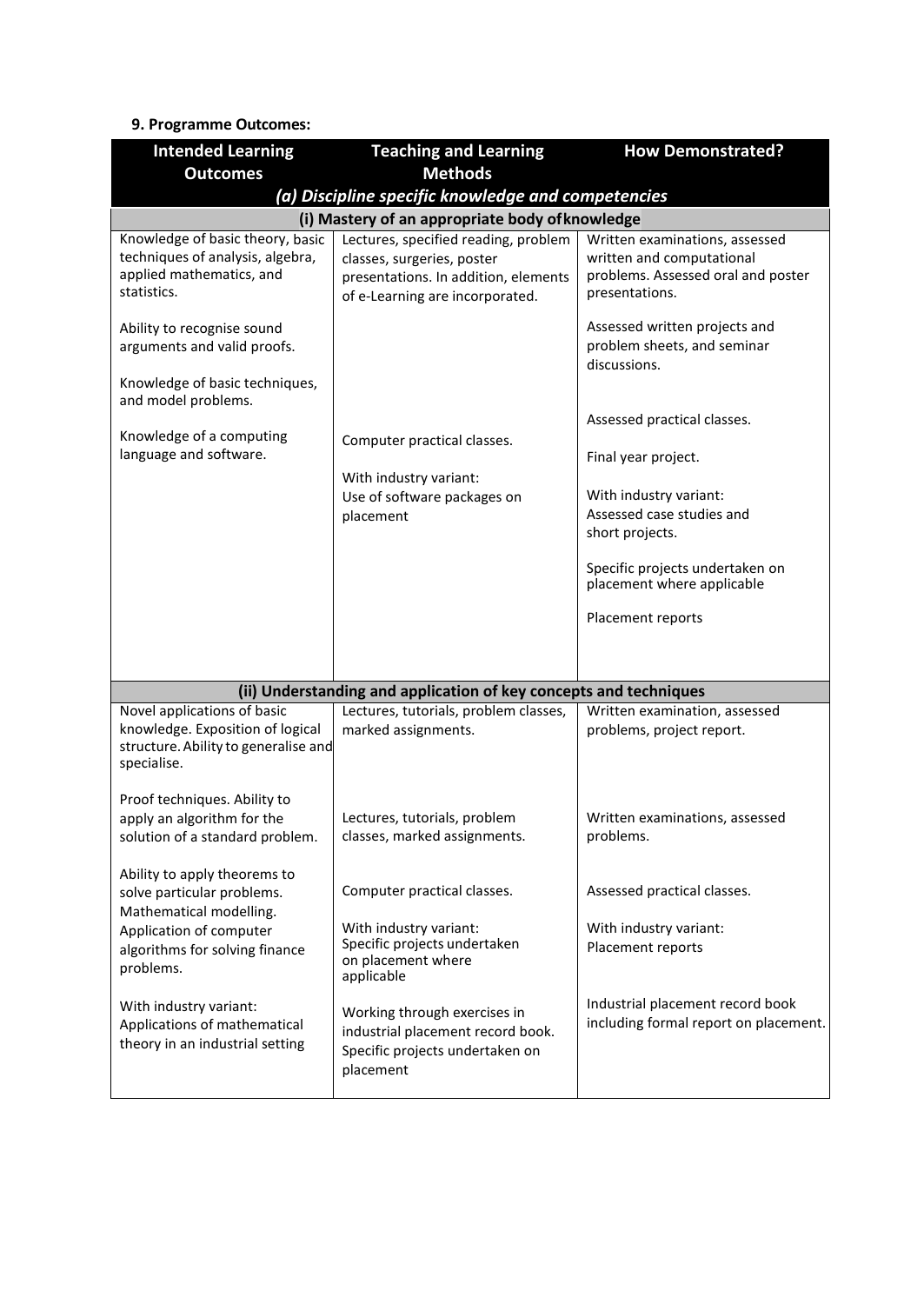**9. Programme Outcomes:**

| Intended Learning Outcomes | Teaching and Learning Methods | How Demonstrated? |
|---|---|---|
| ***(a) Discipline specific knowledge and competencies*** | | |
| **(i) Mastery of an appropriate body of knowledge** | | |
| Knowledge of basic theory, basic techniques of analysis, algebra, applied mathematics, and statistics.<br><br>Ability to recognise sound arguments and valid proofs.<br><br>Knowledge of basic techniques, and model problems.<br><br>Knowledge of a computing language and software. | Lectures, specified reading, problem classes, surgeries, poster presentations. In addition, elements of e-Learning are incorporated.<br><br>Computer practical classes.<br><br>With industry variant:<br>Use of software packages on placement | Written examinations, assessed written and computational problems. Assessed oral and poster presentations.<br><br>Assessed written projects and problem sheets, and seminar discussions.<br><br>Assessed practical classes.<br><br>Final year project.<br><br>With industry variant:<br>Assessed case studies and short projects.<br><br>Specific projects undertaken on placement where applicable<br><br>Placement reports |
| **(ii) Understanding and application of key concepts and techniques** | | |
| Novel applications of basic knowledge. Exposition of logical structure. Ability to generalise and specialise.<br><br>Proof techniques. Ability to apply an algorithm for the solution of a standard problem.<br><br>Ability to apply theorems to solve particular problems. Mathematical modelling. Application of computer algorithms for solving finance problems.<br><br>With industry variant:<br>Applications of mathematical theory in an industrial setting | Lectures, tutorials, problem classes, marked assignments.<br><br>Lectures, tutorials, problem classes, marked assignments.<br><br>Computer practical classes.<br><br>With industry variant:<br>Specific projects undertaken on placement where applicable<br><br>Working through exercises in industrial placement record book. Specific projects undertaken on placement | Written examination, assessed problems, project report.<br><br>Written examinations, assessed problems.<br><br>Assessed practical classes.<br><br>With industry variant:<br>Placement reports<br><br>Industrial placement record book including formal report on placement. |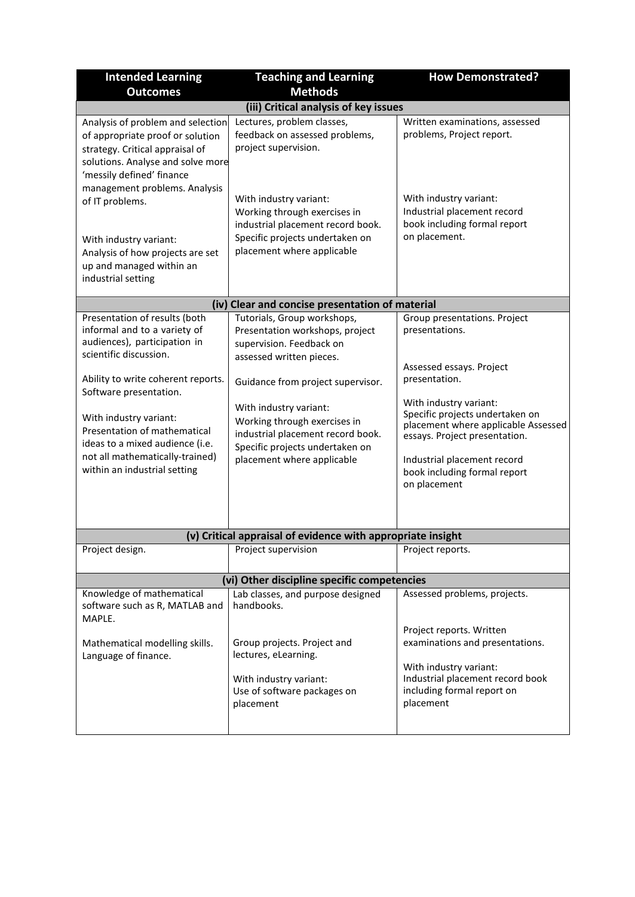| Intended Learning Outcomes | Teaching and Learning Methods | How Demonstrated? |
|---|---|---|
| **(iii) Critical analysis of key issues** | | |
| Analysis of problem and selection of appropriate proof or solution strategy. Critical appraisal of solutions. Analyse and solve more 'messily defined' finance management problems. Analysis of IT problems.<br><br>With industry variant:<br>Analysis of how projects are set up and managed within an industrial setting | Lectures, problem classes, feedback on assessed problems, project supervision.<br><br>With industry variant:<br>Working through exercises in industrial placement record book. Specific projects undertaken on placement where applicable | Written examinations, assessed problems, Project report.<br><br>With industry variant:<br>Industrial placement record book including formal report on placement. |
| **(iv) Clear and concise presentation of material** | | |
| Presentation of results (both informal and to a variety of audiences), participation in scientific discussion.<br><br>Ability to write coherent reports. Software presentation.<br><br>With industry variant:<br>Presentation of mathematical ideas to a mixed audience (i.e. not all mathematically-trained) within an industrial setting | Tutorials, Group workshops, Presentation workshops, project supervision. Feedback on assessed written pieces.<br><br>Guidance from project supervisor.<br><br>With industry variant:<br>Working through exercises in industrial placement record book. Specific projects undertaken on placement where applicable | Group presentations. Project presentations.<br><br>Assessed essays. Project presentation.<br><br>With industry variant:<br>Specific projects undertaken on placement where applicable Assessed essays. Project presentation.<br><br>Industrial placement record book including formal report on placement |
| **(v) Critical appraisal of evidence with appropriate insight** | | |
| Project design. | Project supervision | Project reports. |
| **(vi) Other discipline specific competencies** | | |
| Knowledge of mathematical software such as R, MATLAB and MAPLE.<br><br>Mathematical modelling skills. Language of finance. | Lab classes, and purpose designed handbooks.<br><br>Group projects. Project and lectures, eLearning.<br><br>With industry variant:<br>Use of software packages on placement | Assessed problems, projects.<br><br>Project reports. Written examinations and presentations.<br><br>With industry variant:<br>Industrial placement record book including formal report on placement |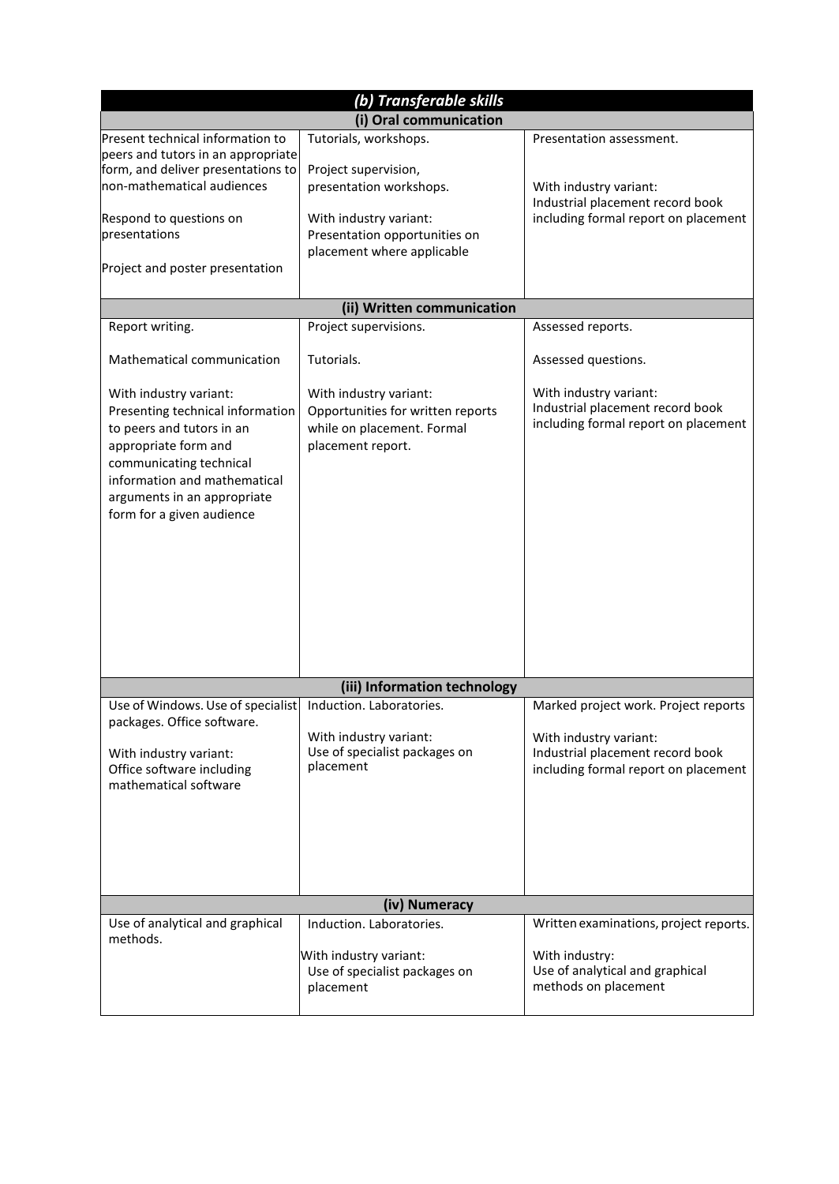| *(b) Transferable skills* | | |
|---|---|---|
| **(i) Oral communication** | | |
| Present technical information to peers and tutors in an appropriate form, and deliver presentations to non-mathematical audiences<br><br>Respond to questions on presentations<br><br>Project and poster presentation | Tutorials, workshops.<br><br>Project supervision, presentation workshops.<br><br>With industry variant:<br>Presentation opportunities on placement where applicable | Presentation assessment.<br><br>With industry variant:<br>Industrial placement record book including formal report on placement |
| **(ii) Written communication** | | |
| Report writing.<br><br>Mathematical communication<br><br>With industry variant:<br>Presenting technical information to peers and tutors in an appropriate form and communicating technical information and mathematical arguments in an appropriate form for a given audience | Project supervisions.<br><br>Tutorials.<br><br>With industry variant:<br>Opportunities for written reports while on placement. Formal placement report. | Assessed reports.<br><br>Assessed questions.<br><br>With industry variant:<br>Industrial placement record book including formal report on placement |
| **(iii) Information technology** | | |
| Use of Windows. Use of specialist packages. Office software.<br><br>With industry variant:<br>Office software including mathematical software | Induction. Laboratories.<br><br>With industry variant:<br>Use of specialist packages on placement | Marked project work. Project reports<br><br>With industry variant:<br>Industrial placement record book including formal report on placement |
| **(iv) Numeracy** | | |
| Use of analytical and graphical methods. | Induction. Laboratories.<br><br>With industry variant:<br>Use of specialist packages on placement | Written examinations, project reports.<br><br>With industry:<br>Use of analytical and graphical methods on placement |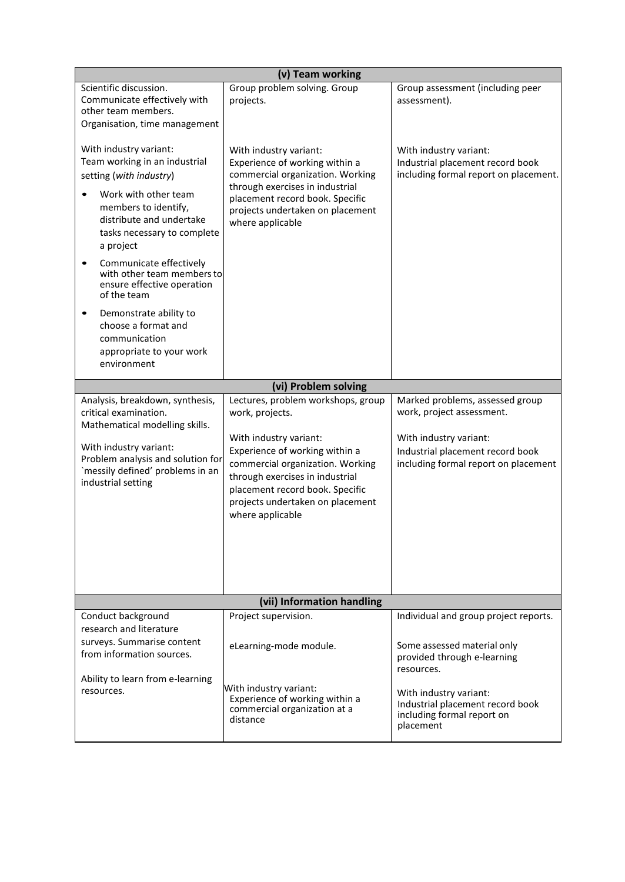| (v) Team working | | |
|---|---|---|
| Scientific discussion. Communicate effectively with other team members. Organisation, time management<br><br>With industry variant: Team working in an industrial setting (*with industry*)<br>• Work with other team members to identify, distribute and undertake tasks necessary to complete a project<br>• Communicate effectively with other team members to ensure effective operation of the team<br>• Demonstrate ability to choose a format and communication appropriate to your work environment | Group problem solving. Group projects.<br><br>With industry variant: Experience of working within a commercial organization. Working through exercises in industrial placement record book. Specific projects undertaken on placement where applicable | Group assessment (including peer assessment).<br><br>With industry variant: Industrial placement record book including formal report on placement. |
| **(vi) Problem solving** | | |
| Analysis, breakdown, synthesis, critical examination. Mathematical modelling skills.<br><br>With industry variant: Problem analysis and solution for `messily defined' problems in an industrial setting | Lectures, problem workshops, group work, projects.<br><br>With industry variant: Experience of working within a commercial organization. Working through exercises in industrial placement record book. Specific projects undertaken on placement where applicable | Marked problems, assessed group work, project assessment.<br><br>With industry variant: Industrial placement record book including formal report on placement |
| **(vii) Information handling** | | |
| Conduct background research and literature surveys. Summarise content from information sources.<br><br>Ability to learn from e-learning resources. | Project supervision.<br><br>eLearning-mode module.<br><br>With industry variant: Experience of working within a commercial organization at a distance | Individual and group project reports.<br><br>Some assessed material only provided through e-learning resources.<br><br>With industry variant: Industrial placement record book including formal report on placement |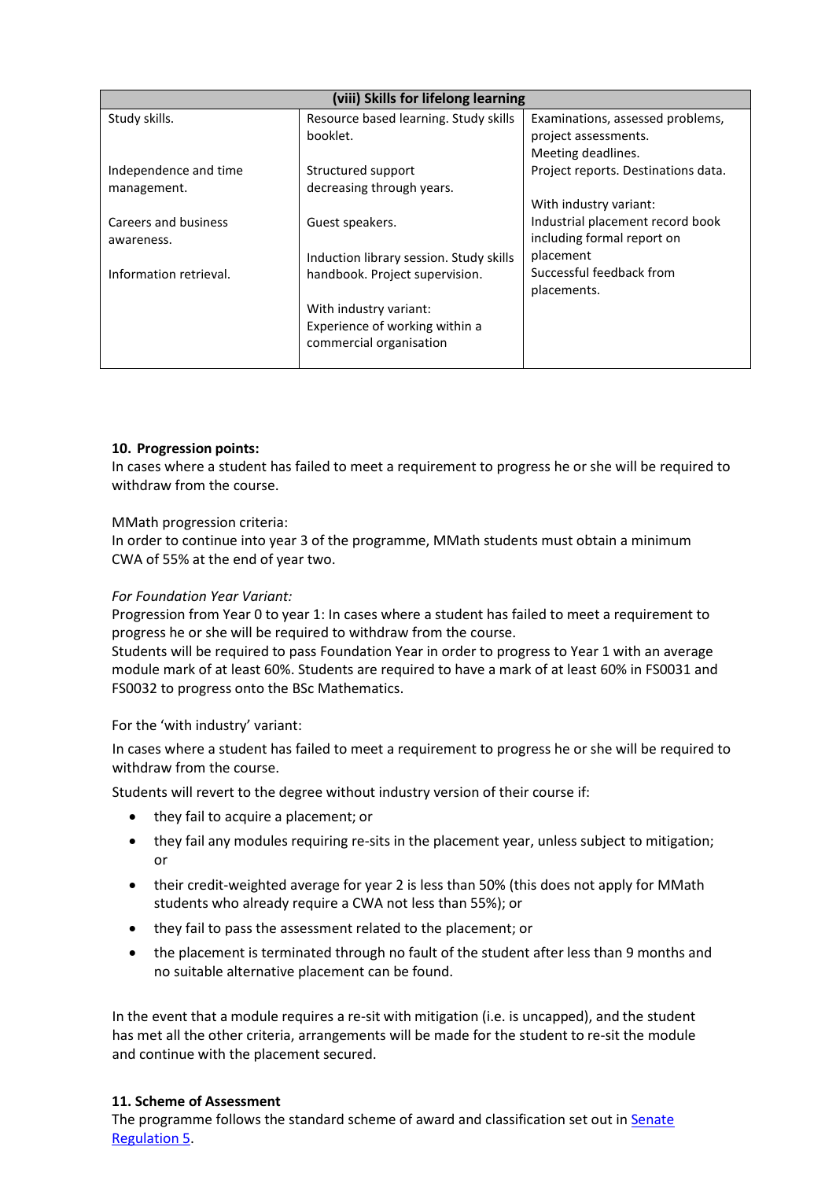| (viii) Skills for lifelong learning | | |
|---|---|---|
| Study skills.<br><br>Independence and time management.<br><br>Careers and business awareness.<br><br>Information retrieval. | Resource based learning. Study skills booklet.<br><br>Structured support decreasing through years.<br><br>Guest speakers.<br><br>Induction library session. Study skills handbook. Project supervision.<br><br>With industry variant:<br>Experience of working within a commercial organisation | Examinations, assessed problems, project assessments.<br>Meeting deadlines.<br>Project reports. Destinations data.<br><br>With industry variant:<br>Industrial placement record book including formal report on placement<br>Successful feedback from placements. |

**10. Progression points:**

In cases where a student has failed to meet a requirement to progress he or she will be required to withdraw from the course.

MMath progression criteria:
In order to continue into year 3 of the programme, MMath students must obtain a minimum CWA of 55% at the end of year two.

*For Foundation Year Variant:*
Progression from Year 0 to year 1: In cases where a student has failed to meet a requirement to progress he or she will be required to withdraw from the course.
Students will be required to pass Foundation Year in order to progress to Year 1 with an average module mark of at least 60%. Students are required to have a mark of at least 60% in FS0031 and FS0032 to progress onto the BSc Mathematics.

For the 'with industry' variant:

In cases where a student has failed to meet a requirement to progress he or she will be required to withdraw from the course.

Students will revert to the degree without industry version of their course if:

- they fail to acquire a placement; or
- they fail any modules requiring re-sits in the placement year, unless subject to mitigation; or
- their credit-weighted average for year 2 is less than 50% (this does not apply for MMath students who already require a CWA not less than 55%); or
- they fail to pass the assessment related to the placement; or
- the placement is terminated through no fault of the student after less than 9 months and no suitable alternative placement can be found.

In the event that a module requires a re-sit with mitigation (i.e. is uncapped), and the student has met all the other criteria, arrangements will be made for the student to re-sit the module and continue with the placement secured.

**11. Scheme of Assessment**

The programme follows the standard scheme of award and classification set out in [Senate Regulation 5](#).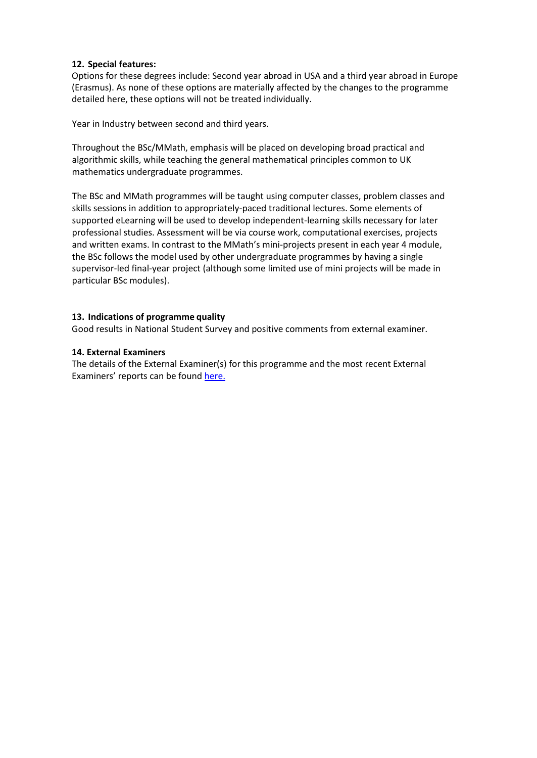**12. Special features:**

Options for these degrees include: Second year abroad in USA and a third year abroad in Europe (Erasmus). As none of these options are materially affected by the changes to the programme detailed here, these options will not be treated individually.

Year in Industry between second and third years.

Throughout the BSc/MMath, emphasis will be placed on developing broad practical and algorithmic skills, while teaching the general mathematical principles common to UK mathematics undergraduate programmes.

The BSc and MMath programmes will be taught using computer classes, problem classes and skills sessions in addition to appropriately-paced traditional lectures. Some elements of supported eLearning will be used to develop independent-learning skills necessary for later professional studies. Assessment will be via course work, computational exercises, projects and written exams. In contrast to the MMath's mini-projects present in each year 4 module, the BSc follows the model used by other undergraduate programmes by having a single supervisor-led final-year project (although some limited use of mini projects will be made in particular BSc modules).

**13. Indications of programme quality**

Good results in National Student Survey and positive comments from external examiner.

**14. External Examiners**

The details of the External Examiner(s) for this programme and the most recent External Examiners' reports can be found here.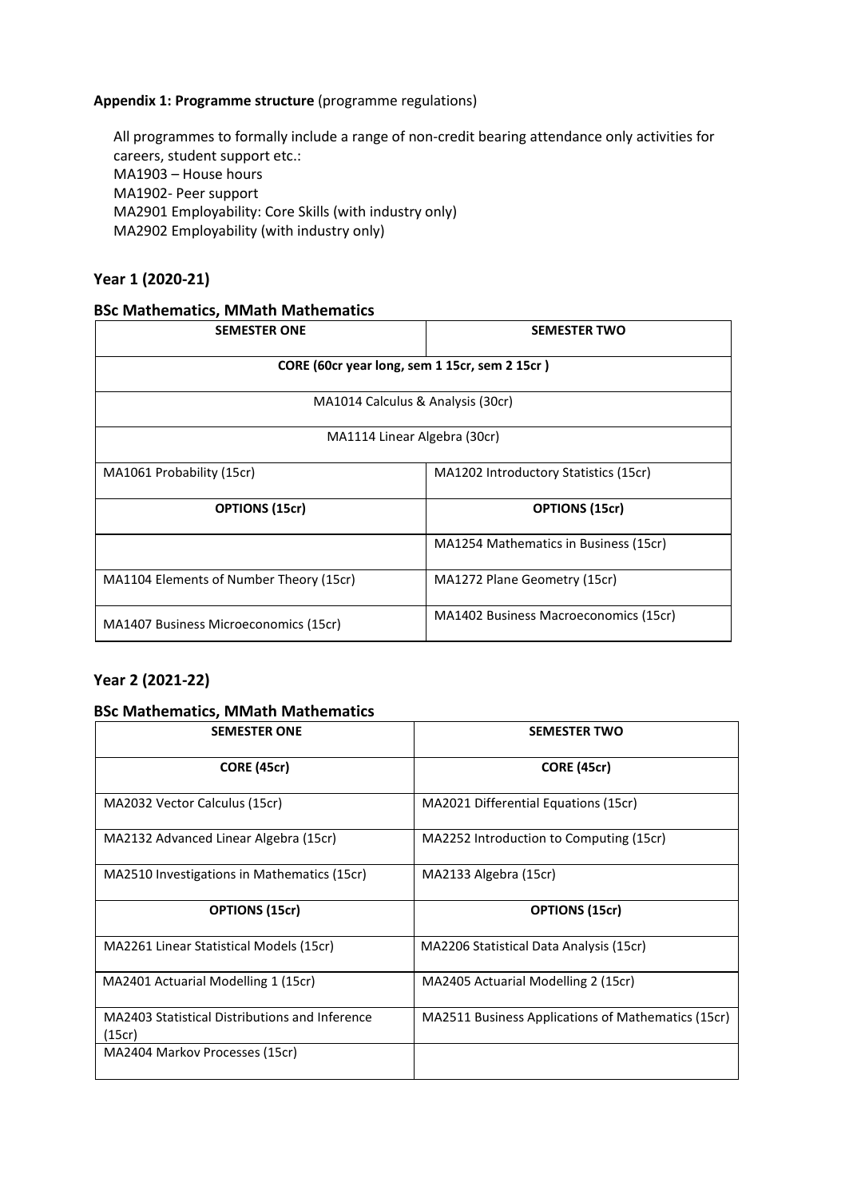**Appendix 1: Programme structure** (programme regulations)

All programmes to formally include a range of non-credit bearing attendance only activities for careers, student support etc.:
MA1903 – House hours
MA1902- Peer support
MA2901 Employability: Core Skills (with industry only)
MA2902 Employability (with industry only)

## Year 1 (2020-21)

### BSc Mathematics, MMath Mathematics

| SEMESTER ONE | SEMESTER TWO |
|---|---|
| **CORE (60cr year long, sem 1 15cr, sem 2 15cr )** | |
| MA1014 Calculus & Analysis (30cr) | |
| MA1114 Linear Algebra (30cr) | |
| MA1061 Probability (15cr) | MA1202 Introductory Statistics (15cr) |
| **OPTIONS (15cr)** | **OPTIONS (15cr)** |
| | MA1254 Mathematics in Business (15cr) |
| MA1104 Elements of Number Theory (15cr) | MA1272 Plane Geometry (15cr) |
| MA1407 Business Microeconomics (15cr) | MA1402 Business Macroeconomics (15cr) |

## Year 2 (2021-22)

### BSc Mathematics, MMath Mathematics

| SEMESTER ONE | SEMESTER TWO |
|---|---|
| **CORE (45cr)** | **CORE (45cr)** |
| MA2032 Vector Calculus (15cr) | MA2021 Differential Equations (15cr) |
| MA2132 Advanced Linear Algebra (15cr) | MA2252 Introduction to Computing (15cr) |
| MA2510 Investigations in Mathematics (15cr) | MA2133 Algebra (15cr) |
| **OPTIONS (15cr)** | **OPTIONS (15cr)** |
| MA2261 Linear Statistical Models (15cr) | MA2206 Statistical Data Analysis (15cr) |
| MA2401 Actuarial Modelling 1 (15cr) | MA2405 Actuarial Modelling 2 (15cr) |
| MA2403 Statistical Distributions and Inference (15cr) | MA2511 Business Applications of Mathematics (15cr) |
| MA2404 Markov Processes (15cr) | |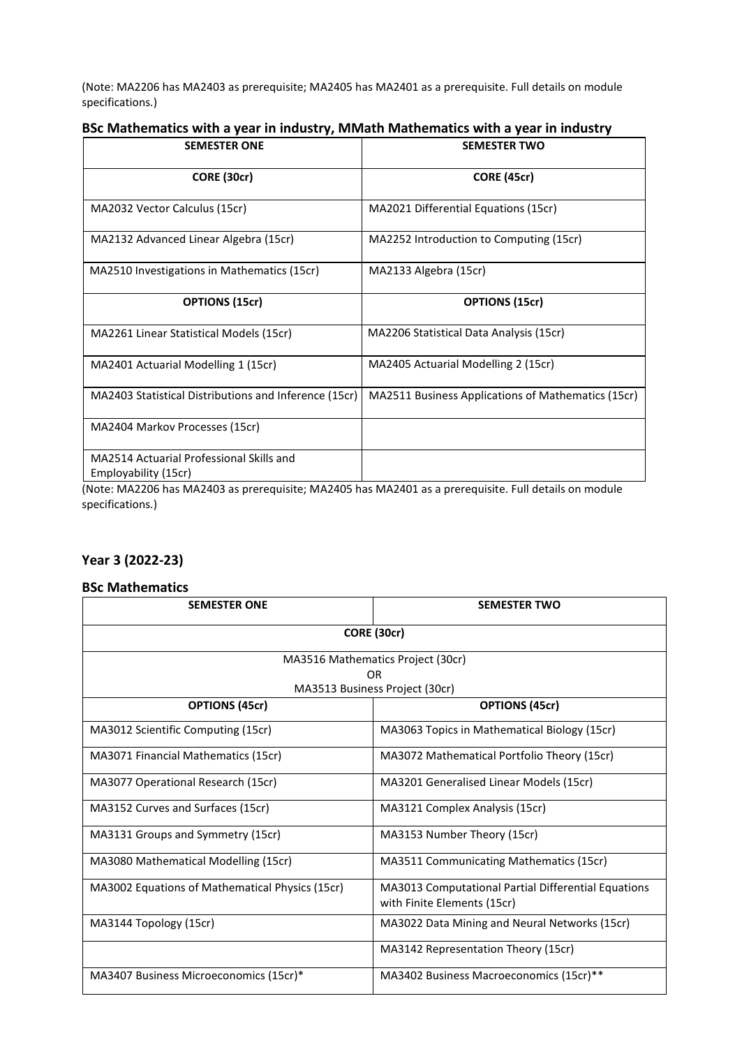(Note: MA2206 has MA2403 as prerequisite; MA2405 has MA2401 as a prerequisite. Full details on module specifications.)

### BSc Mathematics with a year in industry, MMath Mathematics with a year in industry

| SEMESTER ONE | SEMESTER TWO |
|---|---|
| **CORE (30cr)** | **CORE (45cr)** |
| MA2032 Vector Calculus (15cr) | MA2021 Differential Equations (15cr) |
| MA2132 Advanced Linear Algebra (15cr) | MA2252 Introduction to Computing (15cr) |
| MA2510 Investigations in Mathematics (15cr) | MA2133 Algebra (15cr) |
| **OPTIONS (15cr)** | **OPTIONS (15cr)** |
| MA2261 Linear Statistical Models (15cr) | MA2206 Statistical Data Analysis (15cr) |
| MA2401 Actuarial Modelling 1 (15cr) | MA2405 Actuarial Modelling 2 (15cr) |
| MA2403 Statistical Distributions and Inference (15cr) | MA2511 Business Applications of Mathematics (15cr) |
| MA2404 Markov Processes (15cr) | |
| MA2514 Actuarial Professional Skills and Employability (15cr) | |

(Note: MA2206 has MA2403 as prerequisite; MA2405 has MA2401 as a prerequisite. Full details on module specifications.)

## Year 3 (2022-23)

### BSc Mathematics

| SEMESTER ONE | SEMESTER TWO |
|---|---|
| **CORE (30cr)** | |
| MA3516 Mathematics Project (30cr) OR MA3513 Business Project (30cr) | |
| **OPTIONS (45cr)** | **OPTIONS (45cr)** |
| MA3012 Scientific Computing (15cr) | MA3063 Topics in Mathematical Biology (15cr) |
| MA3071 Financial Mathematics (15cr) | MA3072 Mathematical Portfolio Theory (15cr) |
| MA3077 Operational Research (15cr) | MA3201 Generalised Linear Models (15cr) |
| MA3152 Curves and Surfaces (15cr) | MA3121 Complex Analysis (15cr) |
| MA3131 Groups and Symmetry (15cr) | MA3153 Number Theory (15cr) |
| MA3080 Mathematical Modelling (15cr) | MA3511 Communicating Mathematics (15cr) |
| MA3002 Equations of Mathematical Physics (15cr) | MA3013 Computational Partial Differential Equations with Finite Elements (15cr) |
| MA3144 Topology (15cr) | MA3022 Data Mining and Neural Networks (15cr) |
| | MA3142 Representation Theory (15cr) |
| MA3407 Business Microeconomics (15cr)* | MA3402 Business Macroeconomics (15cr)** |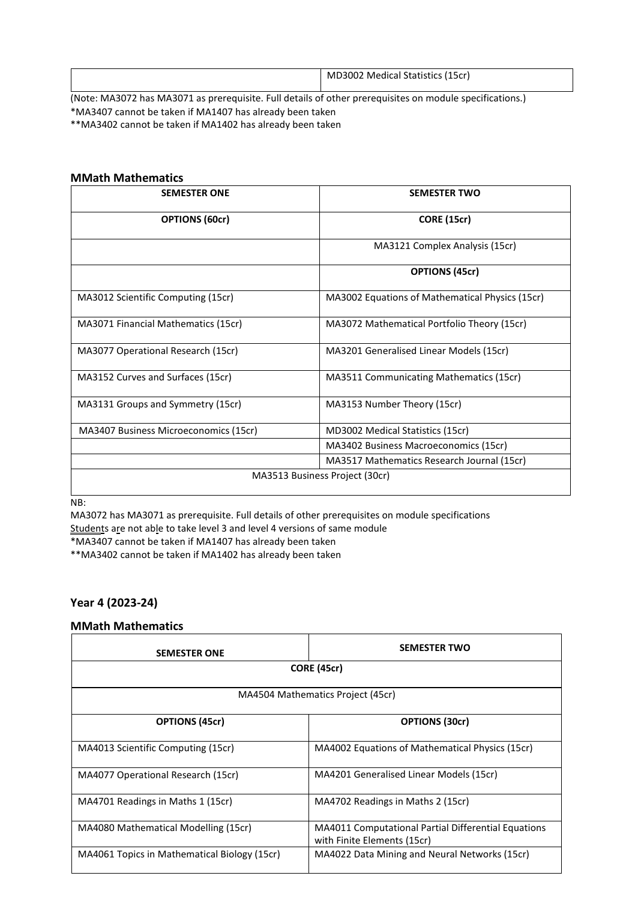| | |
|---|---|
| | MD3002 Medical Statistics (15cr) |

(Note: MA3072 has MA3071 as prerequisite. Full details of other prerequisites on module specifications.)
*MA3407 cannot be taken if MA1407 has already been taken
**MA3402 cannot be taken if MA1402 has already been taken

### MMath Mathematics

| SEMESTER ONE | SEMESTER TWO |
|---|---|
| **OPTIONS (60cr)** | **CORE (15cr)** |
| | MA3121 Complex Analysis (15cr) |
| | **OPTIONS (45cr)** |
| MA3012 Scientific Computing (15cr) | MA3002 Equations of Mathematical Physics (15cr) |
| MA3071 Financial Mathematics (15cr) | MA3072 Mathematical Portfolio Theory (15cr) |
| MA3077 Operational Research (15cr) | MA3201 Generalised Linear Models (15cr) |
| MA3152 Curves and Surfaces (15cr) | MA3511 Communicating Mathematics (15cr) |
| MA3131 Groups and Symmetry (15cr) | MA3153 Number Theory (15cr) |
| MA3407 Business Microeconomics (15cr) | MD3002 Medical Statistics (15cr) |
| | MA3402 Business Macroeconomics (15cr) |
| | MA3517 Mathematics Research Journal (15cr) |
| MA3513 Business Project (30cr) | |

NB:
MA3072 has MA3071 as prerequisite. Full details of other prerequisites on module specifications
Students are not able to take level 3 and level 4 versions of same module
*MA3407 cannot be taken if MA1407 has already been taken
**MA3402 cannot be taken if MA1402 has already been taken

## Year 4 (2023-24)

### MMath Mathematics

| SEMESTER ONE | SEMESTER TWO |
|---|---|
| **CORE (45cr)** | |
| MA4504 Mathematics Project (45cr) | |
| **OPTIONS (45cr)** | **OPTIONS (30cr)** |
| MA4013 Scientific Computing (15cr) | MA4002 Equations of Mathematical Physics (15cr) |
| MA4077 Operational Research (15cr) | MA4201 Generalised Linear Models (15cr) |
| MA4701 Readings in Maths 1 (15cr) | MA4702 Readings in Maths 2 (15cr) |
| MA4080 Mathematical Modelling (15cr) | MA4011 Computational Partial Differential Equations with Finite Elements (15cr) |
| MA4061 Topics in Mathematical Biology (15cr) | MA4022 Data Mining and Neural Networks (15cr) |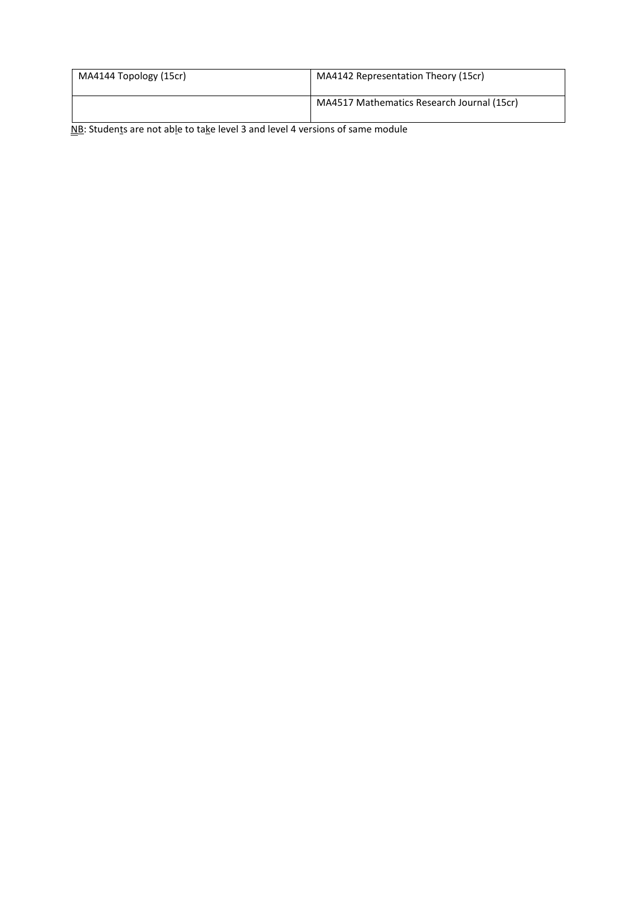| | |
|---|---|
| MA4144 Topology (15cr) | MA4142 Representation Theory (15cr) |
| | MA4517 Mathematics Research Journal (15cr) |

NB: Students are not able to take level 3 and level 4 versions of same module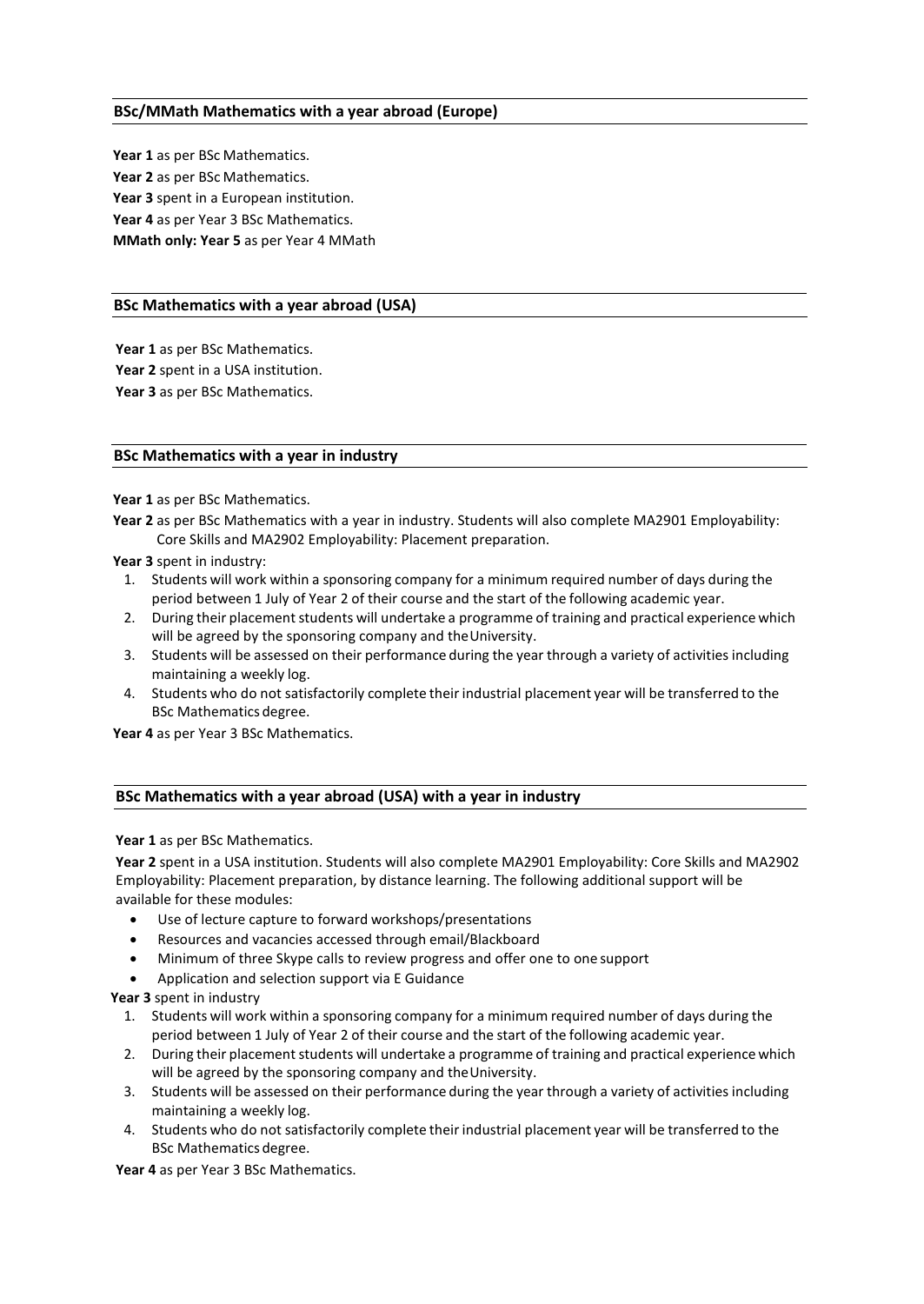### BSc/MMath Mathematics with a year abroad (Europe)

**Year 1** as per BSc Mathematics.
**Year 2** as per BSc Mathematics.
**Year 3** spent in a European institution.
**Year 4** as per Year 3 BSc Mathematics.
**MMath only: Year 5** as per Year 4 MMath

### BSc Mathematics with a year abroad (USA)

**Year 1** as per BSc Mathematics.
**Year 2** spent in a USA institution.
**Year 3** as per BSc Mathematics.

### BSc Mathematics with a year in industry

**Year 1** as per BSc Mathematics.

**Year 2** as per BSc Mathematics with a year in industry. Students will also complete MA2901 Employability: Core Skills and MA2902 Employability: Placement preparation.

**Year 3** spent in industry:

1. Students will work within a sponsoring company for a minimum required number of days during the period between 1 July of Year 2 of their course and the start of the following academic year.
2. During their placement students will undertake a programme of training and practical experience which will be agreed by the sponsoring company and the University.
3. Students will be assessed on their performance during the year through a variety of activities including maintaining a weekly log.
4. Students who do not satisfactorily complete their industrial placement year will be transferred to the BSc Mathematics degree.

**Year 4** as per Year 3 BSc Mathematics.

### BSc Mathematics with a year abroad (USA) with a year in industry

**Year 1** as per BSc Mathematics.

**Year 2** spent in a USA institution. Students will also complete MA2901 Employability: Core Skills and MA2902 Employability: Placement preparation, by distance learning. The following additional support will be available for these modules:

- Use of lecture capture to forward workshops/presentations
- Resources and vacancies accessed through email/Blackboard
- Minimum of three Skype calls to review progress and offer one to one support
- Application and selection support via E Guidance

**Year 3** spent in industry

1. Students will work within a sponsoring company for a minimum required number of days during the period between 1 July of Year 2 of their course and the start of the following academic year.
2. During their placement students will undertake a programme of training and practical experience which will be agreed by the sponsoring company and the University.
3. Students will be assessed on their performance during the year through a variety of activities including maintaining a weekly log.
4. Students who do not satisfactorily complete their industrial placement year will be transferred to the BSc Mathematics degree.

**Year 4** as per Year 3 BSc Mathematics.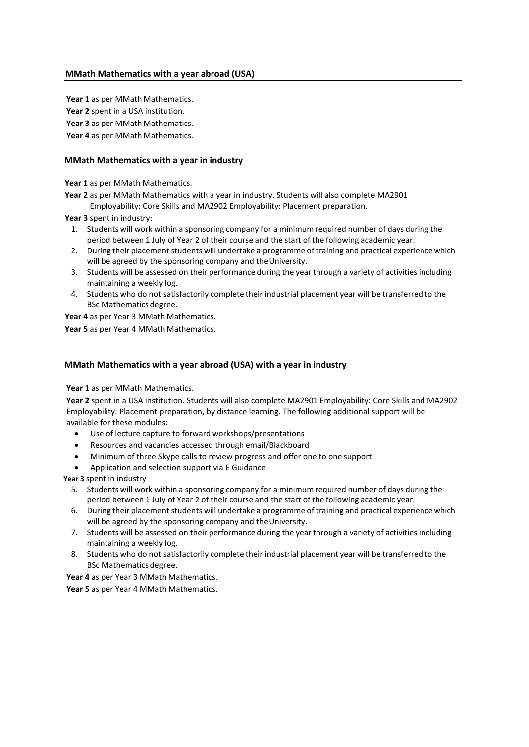### MMath Mathematics with a year abroad (USA)

**Year 1** as per MMath Mathematics.

**Year 2** spent in a USA institution.

**Year 3** as per MMath Mathematics.

**Year 4** as per MMath Mathematics.

### MMath Mathematics with a year in industry

**Year 1** as per MMath Mathematics.

**Year 2** as per MMath Mathematics with a year in industry. Students will also complete MA2901 Employability: Core Skills and MA2902 Employability: Placement preparation.

**Year 3** spent in industry:

1. Students will work within a sponsoring company for a minimum required number of days during the period between 1 July of Year 2 of their course and the start of the following academic year.
2. During their placement students will undertake a programme of training and practical experience which will be agreed by the sponsoring company and the University.
3. Students will be assessed on their performance during the year through a variety of activities including maintaining a weekly log.
4. Students who do not satisfactorily complete their industrial placement year will be transferred to the BSc Mathematics degree.

**Year 4** as per Year 3 MMath Mathematics.

**Year 5** as per Year 4 MMath Mathematics.

### MMath Mathematics with a year abroad (USA) with a year in industry

**Year 1** as per MMath Mathematics.

**Year 2** spent in a USA institution. Students will also complete MA2901 Employability: Core Skills and MA2902 Employability: Placement preparation, by distance learning. The following additional support will be available for these modules:

- Use of lecture capture to forward workshops/presentations
- Resources and vacancies accessed through email/Blackboard
- Minimum of three Skype calls to review progress and offer one to one support
- Application and selection support via E Guidance

**Year 3** spent in industry

5. Students will work within a sponsoring company for a minimum required number of days during the period between 1 July of Year 2 of their course and the start of the following academic year.
6. During their placement students will undertake a programme of training and practical experience which will be agreed by the sponsoring company and the University.
7. Students will be assessed on their performance during the year through a variety of activities including maintaining a weekly log.
8. Students who do not satisfactorily complete their industrial placement year will be transferred to the BSc Mathematics degree.

**Year 4** as per Year 3 MMath Mathematics.

**Year 5** as per Year 4 MMath Mathematics.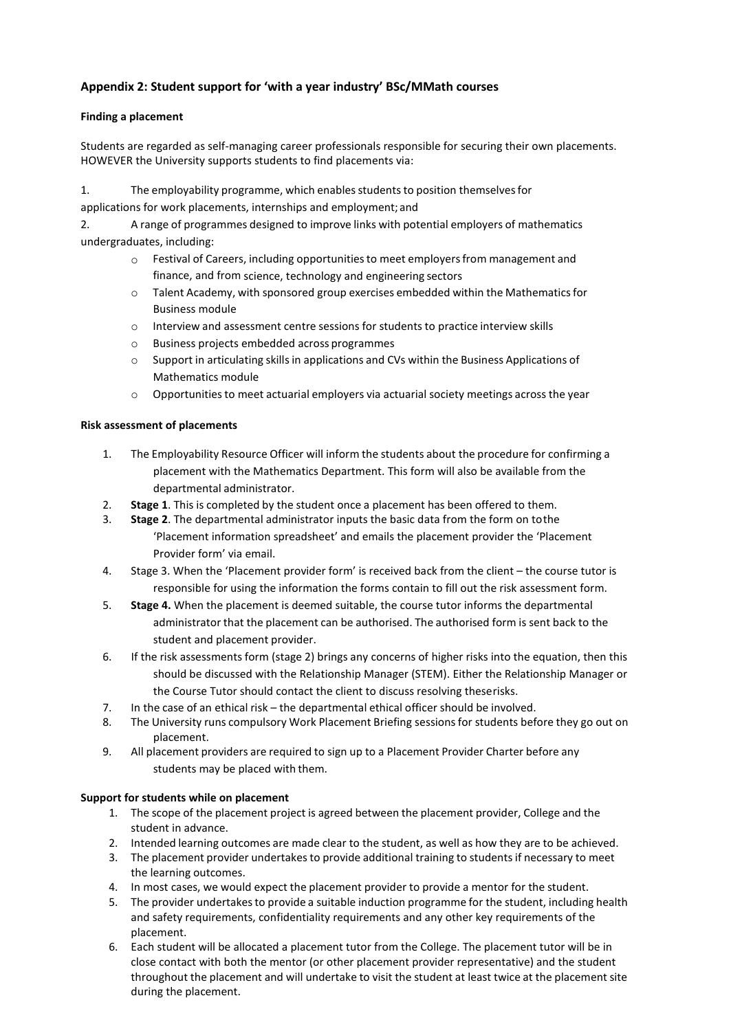## Appendix 2: Student support for 'with a year industry' BSc/MMath courses

**Finding a placement**

Students are regarded as self-managing career professionals responsible for securing their own placements. HOWEVER the University supports students to find placements via:

1. The employability programme, which enables students to position themselves for applications for work placements, internships and employment; and
2. A range of programmes designed to improve links with potential employers of mathematics undergraduates, including:
   - Festival of Careers, including opportunities to meet employers from management and finance, and from science, technology and engineering sectors
   - Talent Academy, with sponsored group exercises embedded within the Mathematics for Business module
   - Interview and assessment centre sessions for students to practice interview skills
   - Business projects embedded across programmes
   - Support in articulating skills in applications and CVs within the Business Applications of Mathematics module
   - Opportunities to meet actuarial employers via actuarial society meetings across the year

**Risk assessment of placements**

1. The Employability Resource Officer will inform the students about the procedure for confirming a placement with the Mathematics Department. This form will also be available from the departmental administrator.
2. **Stage 1**. This is completed by the student once a placement has been offered to them.
3. **Stage 2**. The departmental administrator inputs the basic data from the form on tothe 'Placement information spreadsheet' and emails the placement provider the 'Placement Provider form' via email.
4. Stage 3. When the 'Placement provider form' is received back from the client – the course tutor is responsible for using the information the forms contain to fill out the risk assessment form.
5. **Stage 4.** When the placement is deemed suitable, the course tutor informs the departmental administrator that the placement can be authorised. The authorised form is sent back to the student and placement provider.
6. If the risk assessments form (stage 2) brings any concerns of higher risks into the equation, then this should be discussed with the Relationship Manager (STEM). Either the Relationship Manager or the Course Tutor should contact the client to discuss resolving theserisks.
7. In the case of an ethical risk – the departmental ethical officer should be involved.
8. The University runs compulsory Work Placement Briefing sessions for students before they go out on placement.
9. All placement providers are required to sign up to a Placement Provider Charter before any students may be placed with them.

**Support for students while on placement**

1. The scope of the placement project is agreed between the placement provider, College and the student in advance.
2. Intended learning outcomes are made clear to the student, as well as how they are to be achieved.
3. The placement provider undertakes to provide additional training to students if necessary to meet the learning outcomes.
4. In most cases, we would expect the placement provider to provide a mentor for the student.
5. The provider undertakes to provide a suitable induction programme for the student, including health and safety requirements, confidentiality requirements and any other key requirements of the placement.
6. Each student will be allocated a placement tutor from the College. The placement tutor will be in close contact with both the mentor (or other placement provider representative) and the student throughout the placement and will undertake to visit the student at least twice at the placement site during the placement.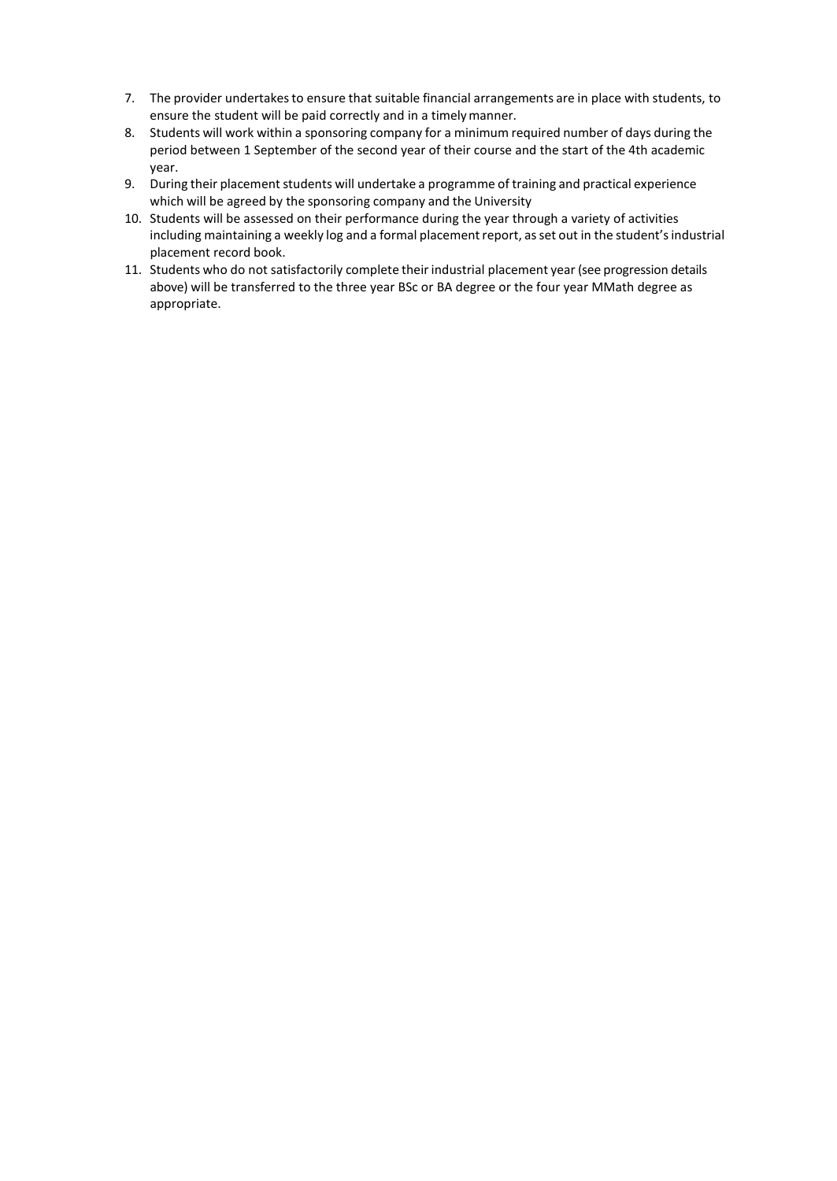7. The provider undertakes to ensure that suitable financial arrangements are in place with students, to ensure the student will be paid correctly and in a timely manner.
8. Students will work within a sponsoring company for a minimum required number of days during the period between 1 September of the second year of their course and the start of the 4th academic year.
9. During their placement students will undertake a programme of training and practical experience which will be agreed by the sponsoring company and the University
10. Students will be assessed on their performance during the year through a variety of activities including maintaining a weekly log and a formal placement report, as set out in the student's industrial placement record book.
11. Students who do not satisfactorily complete their industrial placement year (see progression details above) will be transferred to the three year BSc or BA degree or the four year MMath degree as appropriate.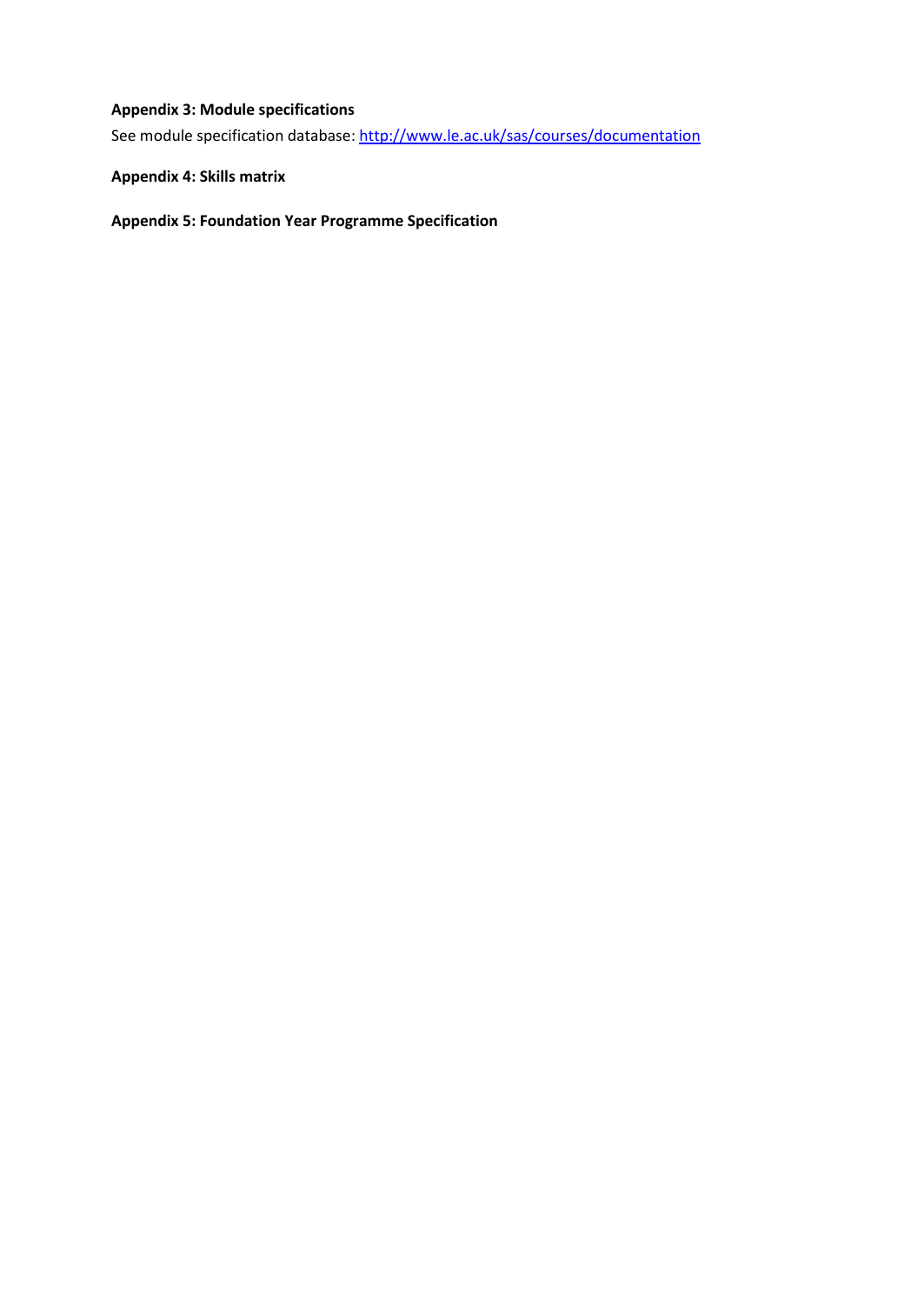**Appendix 3: Module specifications**

See module specification database: [http://www.le.ac.uk/sas/courses/documentation](http://www.le.ac.uk/sas/courses/documentation)

**Appendix 4: Skills matrix**

**Appendix 5: Foundation Year Programme Specification**